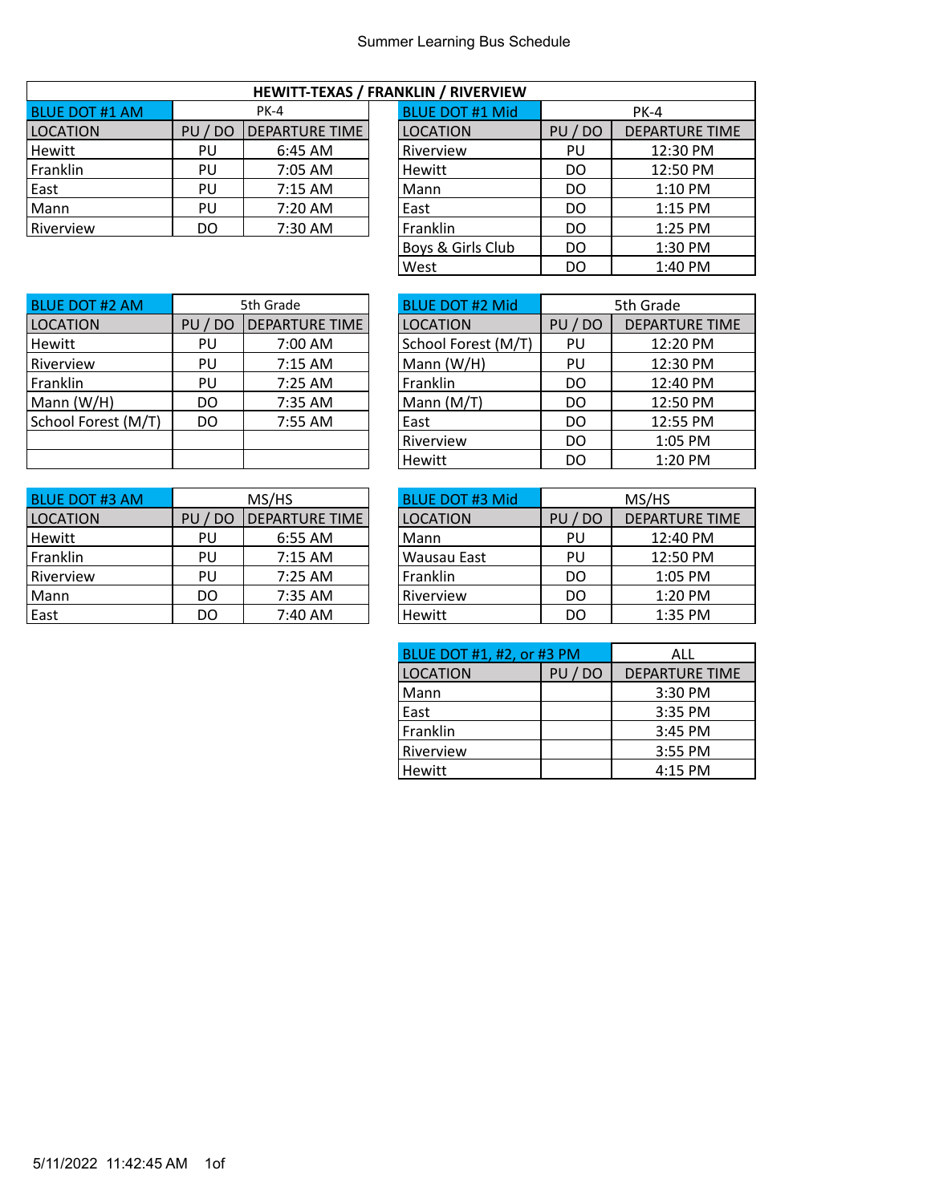# Summer Learning Bus Schedule

## HEWITT-TEXAS / FRANKLIN / RIVERVIEW

| BLUE DOT #1 AM | PK-4 | |
|---|---|---|
| LOCATION | PU / DO | DEPARTURE TIME |
| Hewitt | PU | 6:45 AM |
| Franklin | PU | 7:05 AM |
| East | PU | 7:15 AM |
| Mann | PU | 7:20 AM |
| Riverview | DO | 7:30 AM |

| BLUE DOT #1 Mid | PK-4 | |
|---|---|---|
| LOCATION | PU / DO | DEPARTURE TIME |
| Riverview | PU | 12:30 PM |
| Hewitt | DO | 12:50 PM |
| Mann | DO | 1:10 PM |
| East | DO | 1:15 PM |
| Franklin | DO | 1:25 PM |
| Boys & Girls Club | DO | 1:30 PM |
| West | DO | 1:40 PM |

| BLUE DOT #2 AM | 5th Grade | |
|---|---|---|
| LOCATION | PU / DO | DEPARTURE TIME |
| Hewitt | PU | 7:00 AM |
| Riverview | PU | 7:15 AM |
| Franklin | PU | 7:25 AM |
| Mann (W/H) | DO | 7:35 AM |
| School Forest (M/T) | DO | 7:55 AM |
| | | |
| | | |

| BLUE DOT #2 Mid | 5th Grade | |
|---|---|---|
| LOCATION | PU / DO | DEPARTURE TIME |
| School Forest (M/T) | PU | 12:20 PM |
| Mann (W/H) | PU | 12:30 PM |
| Franklin | DO | 12:40 PM |
| Mann (M/T) | DO | 12:50 PM |
| East | DO | 12:55 PM |
| Riverview | DO | 1:05 PM |
| Hewitt | DO | 1:20 PM |

| BLUE DOT #3 AM | MS/HS | |
|---|---|---|
| LOCATION | PU / DO | DEPARTURE TIME |
| Hewitt | PU | 6:55 AM |
| Franklin | PU | 7:15 AM |
| Riverview | PU | 7:25 AM |
| Mann | DO | 7:35 AM |
| East | DO | 7:40 AM |

| BLUE DOT #3 Mid | MS/HS | |
|---|---|---|
| LOCATION | PU / DO | DEPARTURE TIME |
| Mann | PU | 12:40 PM |
| Wausau East | PU | 12:50 PM |
| Franklin | DO | 1:05 PM |
| Riverview | DO | 1:20 PM |
| Hewitt | DO | 1:35 PM |

| BLUE DOT #1, #2, or #3 PM | | ALL |
|---|---|---|
| LOCATION | PU / DO | DEPARTURE TIME |
| Mann | | 3:30 PM |
| East | | 3:35 PM |
| Franklin | | 3:45 PM |
| Riverview | | 3:55 PM |
| Hewitt | | 4:15 PM |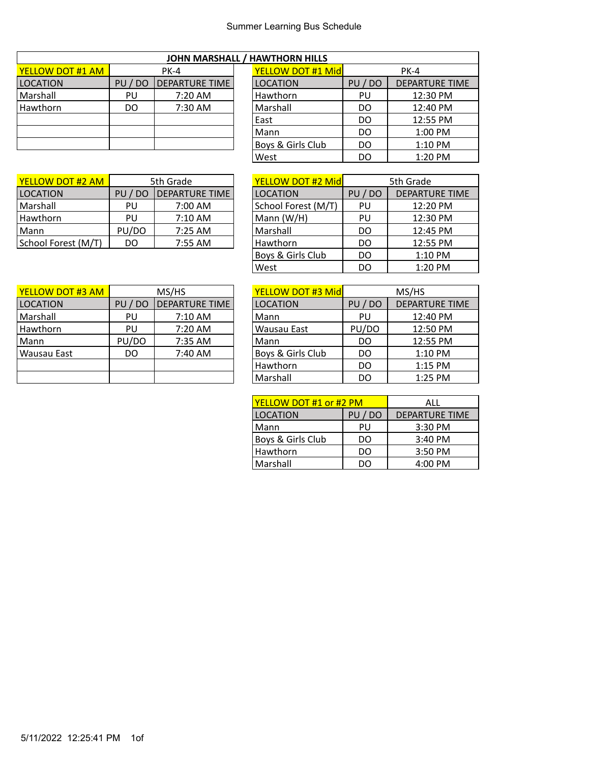# Summer Learning Bus Schedule

## JOHN MARSHALL / HAWTHORN HILLS

| YELLOW DOT #1 AM | PK-4 | |
|---|---|---|
| LOCATION | PU / DO | DEPARTURE TIME |
| Marshall | PU | 7:20 AM |
| Hawthorn | DO | 7:30 AM |

| YELLOW DOT #1 Mid | PK-4 | |
|---|---|---|
| LOCATION | PU / DO | DEPARTURE TIME |
| Hawthorn | PU | 12:30 PM |
| Marshall | DO | 12:40 PM |
| East | DO | 12:55 PM |
| Mann | DO | 1:00 PM |
| Boys & Girls Club | DO | 1:10 PM |
| West | DO | 1:20 PM |

| YELLOW DOT #2 AM | 5th Grade | |
|---|---|---|
| LOCATION | PU / DO | DEPARTURE TIME |
| Marshall | PU | 7:00 AM |
| Hawthorn | PU | 7:10 AM |
| Mann | PU/DO | 7:25 AM |
| School Forest (M/T) | DO | 7:55 AM |

| YELLOW DOT #2 Mid | 5th Grade | |
|---|---|---|
| LOCATION | PU / DO | DEPARTURE TIME |
| School Forest (M/T) | PU | 12:20 PM |
| Mann (W/H) | PU | 12:30 PM |
| Marshall | DO | 12:45 PM |
| Hawthorn | DO | 12:55 PM |
| Boys & Girls Club | DO | 1:10 PM |
| West | DO | 1:20 PM |

| YELLOW DOT #3 AM | MS/HS | |
|---|---|---|
| LOCATION | PU / DO | DEPARTURE TIME |
| Marshall | PU | 7:10 AM |
| Hawthorn | PU | 7:20 AM |
| Mann | PU/DO | 7:35 AM |
| Wausau East | DO | 7:40 AM |

| YELLOW DOT #3 Mid | MS/HS | |
|---|---|---|
| LOCATION | PU / DO | DEPARTURE TIME |
| Mann | PU | 12:40 PM |
| Wausau East | PU/DO | 12:50 PM |
| Mann | DO | 12:55 PM |
| Boys & Girls Club | DO | 1:10 PM |
| Hawthorn | DO | 1:15 PM |
| Marshall | DO | 1:25 PM |

| YELLOW DOT #1 or #2 PM | | ALL |
|---|---|---|
| LOCATION | PU / DO | DEPARTURE TIME |
| Mann | PU | 3:30 PM |
| Boys & Girls Club | DO | 3:40 PM |
| Hawthorn | DO | 3:50 PM |
| Marshall | DO | 4:00 PM |

5/11/2022 12:25:41 PM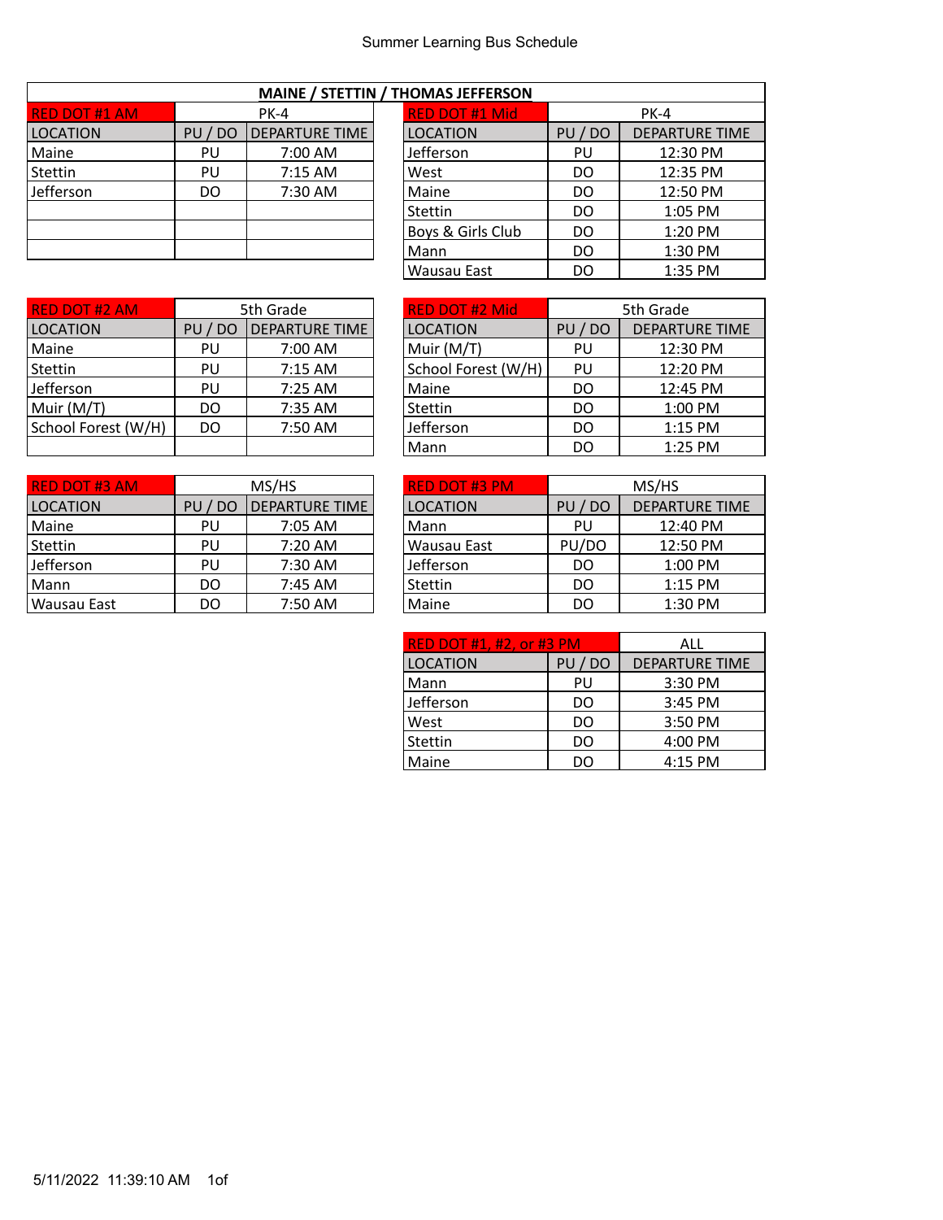# Summer Learning Bus Schedule

## MAINE / STETTIN / THOMAS JEFFERSON

| RED DOT #1 AM | PK-4 | |
|---|---|---|
| LOCATION | PU / DO | DEPARTURE TIME |
| Maine | PU | 7:00 AM |
| Stettin | PU | 7:15 AM |
| Jefferson | DO | 7:30 AM |

| RED DOT #1 Mid | PK-4 | |
|---|---|---|
| LOCATION | PU / DO | DEPARTURE TIME |
| Jefferson | PU | 12:30 PM |
| West | DO | 12:35 PM |
| Maine | DO | 12:50 PM |
| Stettin | DO | 1:05 PM |
| Boys & Girls Club | DO | 1:20 PM |
| Mann | DO | 1:30 PM |
| Wausau East | DO | 1:35 PM |

| RED DOT #2 AM | 5th Grade | |
|---|---|---|
| LOCATION | PU / DO | DEPARTURE TIME |
| Maine | PU | 7:00 AM |
| Stettin | PU | 7:15 AM |
| Jefferson | PU | 7:25 AM |
| Muir (M/T) | DO | 7:35 AM |
| School Forest (W/H) | DO | 7:50 AM |

| RED DOT #2 Mid | 5th Grade | |
|---|---|---|
| LOCATION | PU / DO | DEPARTURE TIME |
| Muir (M/T) | PU | 12:30 PM |
| School Forest (W/H) | PU | 12:20 PM |
| Maine | DO | 12:45 PM |
| Stettin | DO | 1:00 PM |
| Jefferson | DO | 1:15 PM |
| Mann | DO | 1:25 PM |

| RED DOT #3 AM | MS/HS | |
|---|---|---|
| LOCATION | PU / DO | DEPARTURE TIME |
| Maine | PU | 7:05 AM |
| Stettin | PU | 7:20 AM |
| Jefferson | PU | 7:30 AM |
| Mann | DO | 7:45 AM |
| Wausau East | DO | 7:50 AM |

| RED DOT #3 PM | MS/HS | |
|---|---|---|
| LOCATION | PU / DO | DEPARTURE TIME |
| Mann | PU | 12:40 PM |
| Wausau East | PU/DO | 12:50 PM |
| Jefferson | DO | 1:00 PM |
| Stettin | DO | 1:15 PM |
| Maine | DO | 1:30 PM |

| RED DOT #1, #2, or #3 PM | | ALL |
|---|---|---|
| LOCATION | PU / DO | DEPARTURE TIME |
| Mann | PU | 3:30 PM |
| Jefferson | DO | 3:45 PM |
| West | DO | 3:50 PM |
| Stettin | DO | 4:00 PM |
| Maine | DO | 4:15 PM |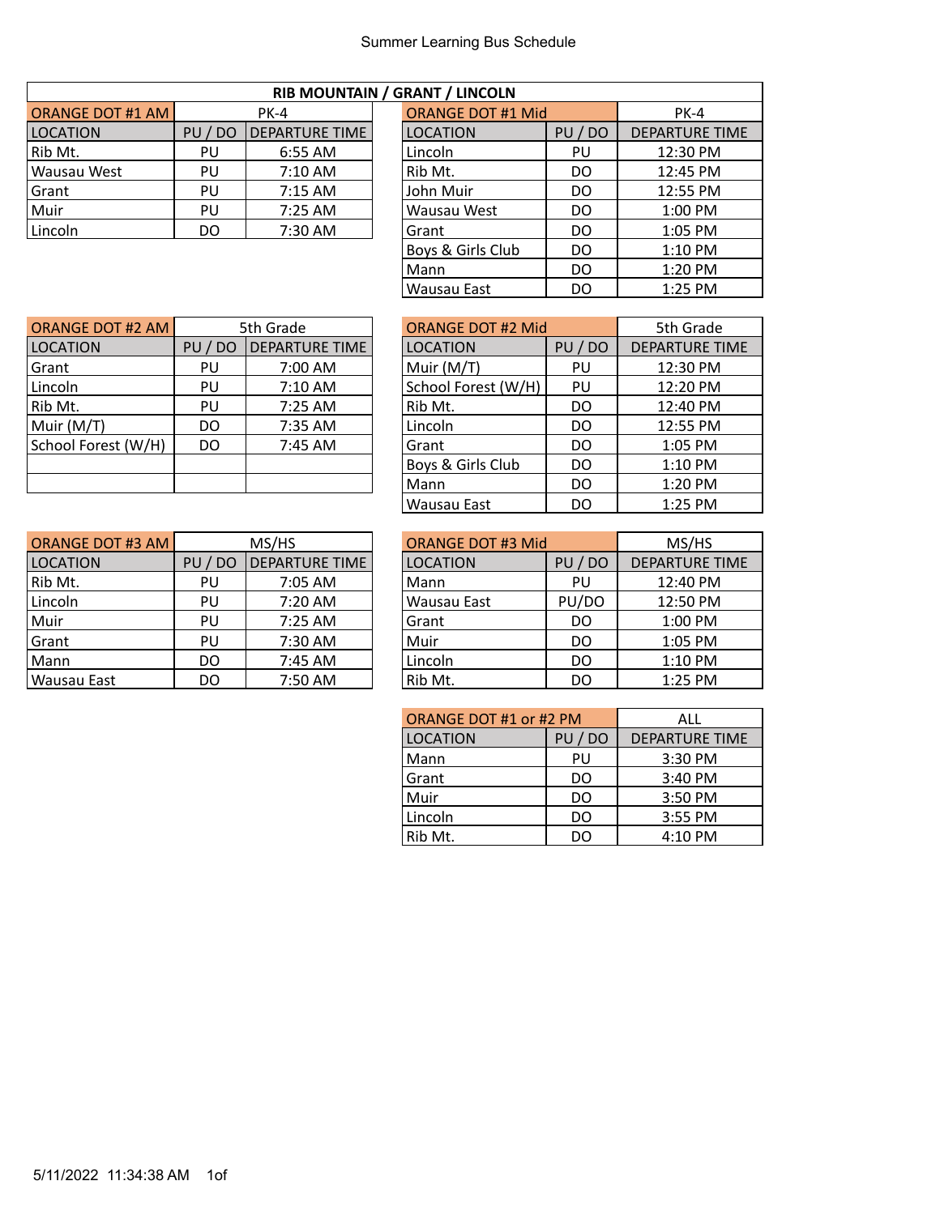Summer Learning Bus Schedule

## RIB MOUNTAIN / GRANT / LINCOLN

| ORANGE DOT #1 AM | PK-4 | |
|---|---|---|
| LOCATION | PU / DO | DEPARTURE TIME |
| Rib Mt. | PU | 6:55 AM |
| Wausau West | PU | 7:10 AM |
| Grant | PU | 7:15 AM |
| Muir | PU | 7:25 AM |
| Lincoln | DO | 7:30 AM |

| ORANGE DOT #1 Mid | | PK-4 |
|---|---|---|
| LOCATION | PU / DO | DEPARTURE TIME |
| Lincoln | PU | 12:30 PM |
| Rib Mt. | DO | 12:45 PM |
| John Muir | DO | 12:55 PM |
| Wausau West | DO | 1:00 PM |
| Grant | DO | 1:05 PM |
| Boys & Girls Club | DO | 1:10 PM |
| Mann | DO | 1:20 PM |
| Wausau East | DO | 1:25 PM |

| ORANGE DOT #2 AM | 5th Grade | |
|---|---|---|
| LOCATION | PU / DO | DEPARTURE TIME |
| Grant | PU | 7:00 AM |
| Lincoln | PU | 7:10 AM |
| Rib Mt. | PU | 7:25 AM |
| Muir (M/T) | DO | 7:35 AM |
| School Forest (W/H) | DO | 7:45 AM |
| | | |
| | | |

| ORANGE DOT #2 Mid | | 5th Grade |
|---|---|---|
| LOCATION | PU / DO | DEPARTURE TIME |
| Muir (M/T) | PU | 12:30 PM |
| School Forest (W/H) | PU | 12:20 PM |
| Rib Mt. | DO | 12:40 PM |
| Lincoln | DO | 12:55 PM |
| Grant | DO | 1:05 PM |
| Boys & Girls Club | DO | 1:10 PM |
| Mann | DO | 1:20 PM |
| Wausau East | DO | 1:25 PM |

| ORANGE DOT #3 AM | MS/HS | |
|---|---|---|
| LOCATION | PU / DO | DEPARTURE TIME |
| Rib Mt. | PU | 7:05 AM |
| Lincoln | PU | 7:20 AM |
| Muir | PU | 7:25 AM |
| Grant | PU | 7:30 AM |
| Mann | DO | 7:45 AM |
| Wausau East | DO | 7:50 AM |

| ORANGE DOT #3 Mid | | MS/HS |
|---|---|---|
| LOCATION | PU / DO | DEPARTURE TIME |
| Mann | PU | 12:40 PM |
| Wausau East | PU/DO | 12:50 PM |
| Grant | DO | 1:00 PM |
| Muir | DO | 1:05 PM |
| Lincoln | DO | 1:10 PM |
| Rib Mt. | DO | 1:25 PM |

| ORANGE DOT #1 or #2 PM | | ALL |
|---|---|---|
| LOCATION | PU / DO | DEPARTURE TIME |
| Mann | PU | 3:30 PM |
| Grant | DO | 3:40 PM |
| Muir | DO | 3:50 PM |
| Lincoln | DO | 3:55 PM |
| Rib Mt. | DO | 4:10 PM |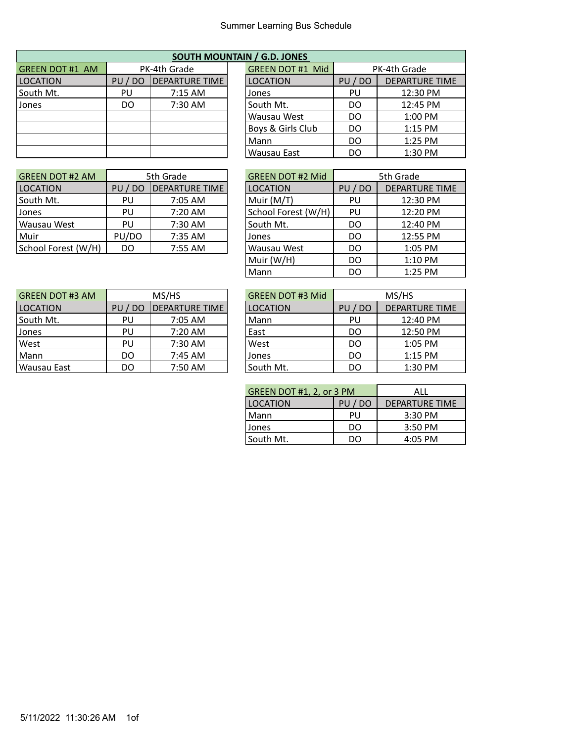# Summer Learning Bus Schedule

## SOUTH MOUNTAIN / G.D. JONES

| GREEN DOT #1 AM | PK-4th Grade | |
|---|---|---|
| LOCATION | PU / DO | DEPARTURE TIME |
| South Mt. | PU | 7:15 AM |
| Jones | DO | 7:30 AM |

| GREEN DOT #1 Mid | PK-4th Grade | |
|---|---|---|
| LOCATION | PU / DO | DEPARTURE TIME |
| Jones | PU | 12:30 PM |
| South Mt. | DO | 12:45 PM |
| Wausau West | DO | 1:00 PM |
| Boys & Girls Club | DO | 1:15 PM |
| Mann | DO | 1:25 PM |
| Wausau East | DO | 1:30 PM |

| GREEN DOT #2 AM | 5th Grade | |
|---|---|---|
| LOCATION | PU / DO | DEPARTURE TIME |
| South Mt. | PU | 7:05 AM |
| Jones | PU | 7:20 AM |
| Wausau West | PU | 7:30 AM |
| Muir | PU/DO | 7:35 AM |
| School Forest (W/H) | DO | 7:55 AM |

| GREEN DOT #2 Mid | 5th Grade | |
|---|---|---|
| LOCATION | PU / DO | DEPARTURE TIME |
| Muir (M/T) | PU | 12:30 PM |
| School Forest (W/H) | PU | 12:20 PM |
| South Mt. | DO | 12:40 PM |
| Jones | DO | 12:55 PM |
| Wausau West | DO | 1:05 PM |
| Muir (W/H) | DO | 1:10 PM |
| Mann | DO | 1:25 PM |

| GREEN DOT #3 AM | MS/HS | |
|---|---|---|
| LOCATION | PU / DO | DEPARTURE TIME |
| South Mt. | PU | 7:05 AM |
| Jones | PU | 7:20 AM |
| West | PU | 7:30 AM |
| Mann | DO | 7:45 AM |
| Wausau East | DO | 7:50 AM |

| GREEN DOT #3 Mid | MS/HS | |
|---|---|---|
| LOCATION | PU / DO | DEPARTURE TIME |
| Mann | PU | 12:40 PM |
| East | DO | 12:50 PM |
| West | DO | 1:05 PM |
| Jones | DO | 1:15 PM |
| South Mt. | DO | 1:30 PM |

| GREEN DOT #1, 2, or 3 PM | | ALL |
|---|---|---|
| LOCATION | PU / DO | DEPARTURE TIME |
| Mann | PU | 3:30 PM |
| Jones | DO | 3:50 PM |
| South Mt. | DO | 4:05 PM |

5/11/2022 11:30:26 AM